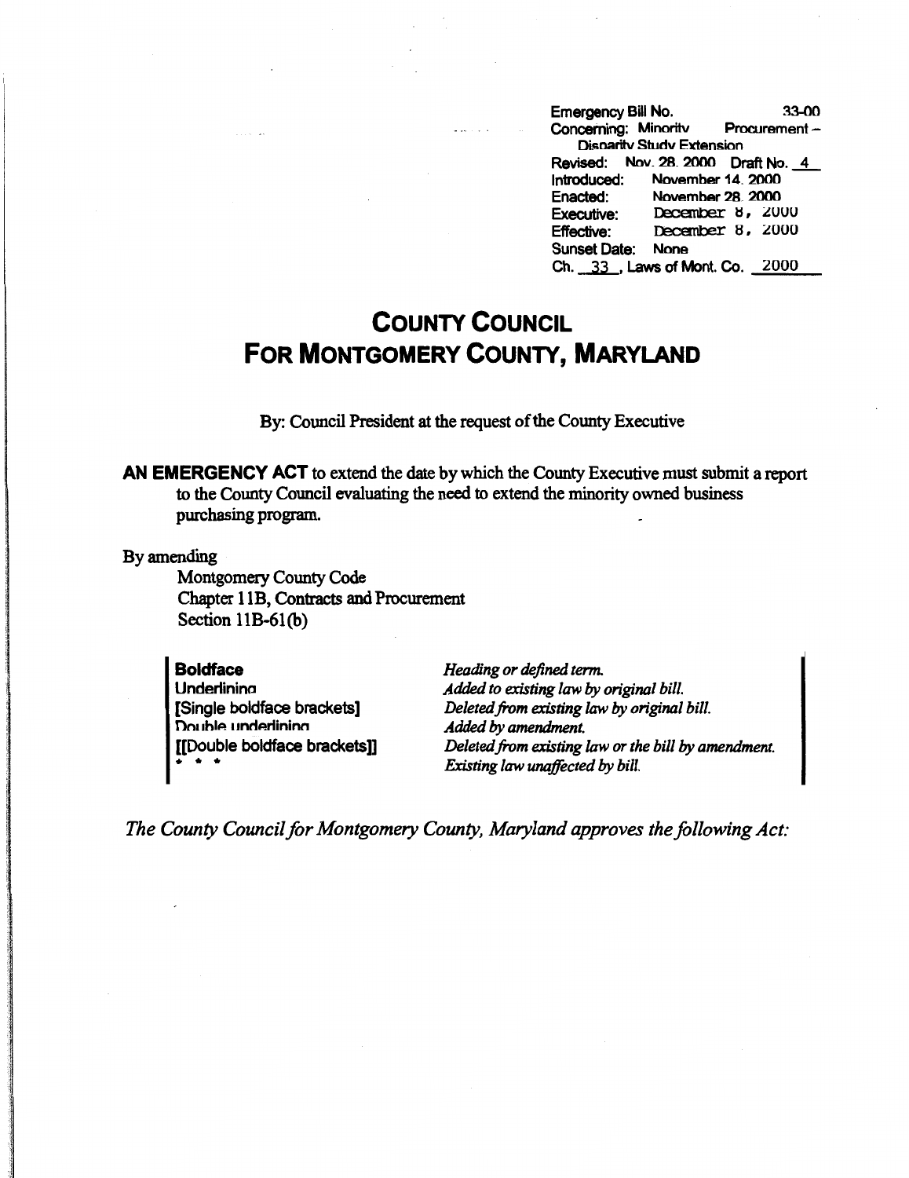Emergency Bill No. 33-00
Concerning: Minority Procurement – Disparity Study Extension
Revised: Nov. 28, 2000 Draft No. 4
Introduced: November 14, 2000
Enacted: November 28, 2000
Executive: December 8, 2000
Effective: December 8, 2000
Sunset Date: None
Ch. 33, Laws of Mont. Co. 2000

# COUNTY COUNCIL FOR MONTGOMERY COUNTY, MARYLAND

By: Council President at the request of the County Executive

**AN EMERGENCY ACT** to extend the date by which the County Executive must submit a report to the County Council evaluating the need to extend the minority owned business purchasing program.

By amending

Montgomery County Code
Chapter 11B, Contracts and Procurement
Section 11B-61(b)

| | |
|---|---|
| **Boldface** | *Heading or defined term.* |
| Underlining | *Added to existing law by original bill.* |
| [Single boldface brackets] | *Deleted from existing law by original bill.* |
| Double underlining | *Added by amendment.* |
| [[Double boldface brackets]] | *Deleted from existing law or the bill by amendment.* |
| * * * | *Existing law unaffected by bill.* |

*The County Council for Montgomery County, Maryland approves the following Act:*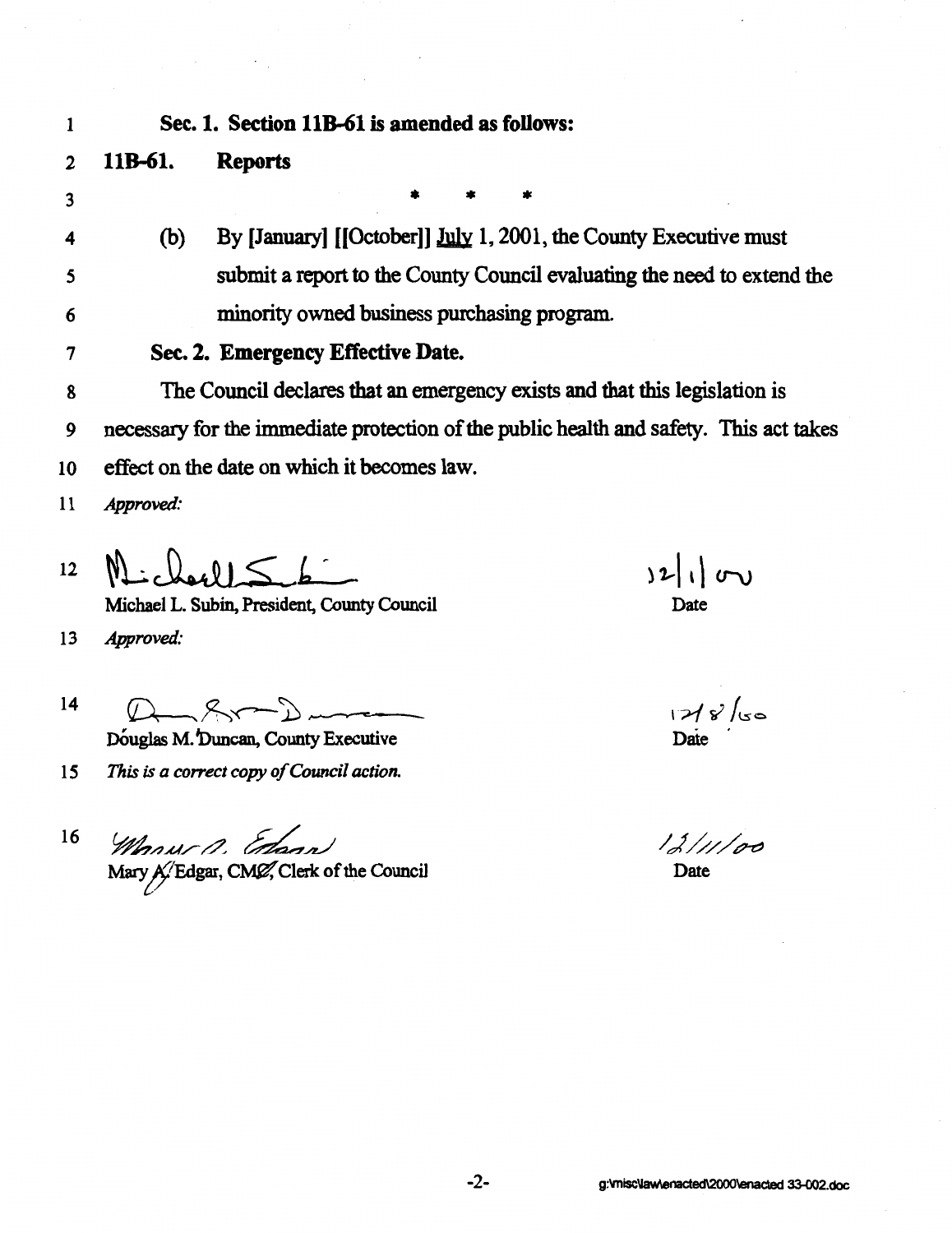**Sec. 1. Section 11B-61 is amended as follows:**

**11B-61. Reports**

\* \* \*

(b) By [January] [[October]] <u>July</u> 1, 2001, the County Executive must submit a report to the County Council evaluating the need to extend the minority owned business purchasing program.

**Sec. 2. Emergency Effective Date.**

The Council declares that an emergency exists and that this legislation is necessary for the immediate protection of the public health and safety. This act takes effect on the date on which it becomes law.

*Approved:*

Michael L. Subin, President, County Council — Date: 12/1/00

*Approved:*

Douglas M. Duncan, County Executive — Date: 12/8/00

*This is a correct copy of Council action.*

Mary A. Edgar, CMC, Clerk of the Council — Date: 12/11/00

g:\misc\law\enacted\2000\enacted 33-002.doc